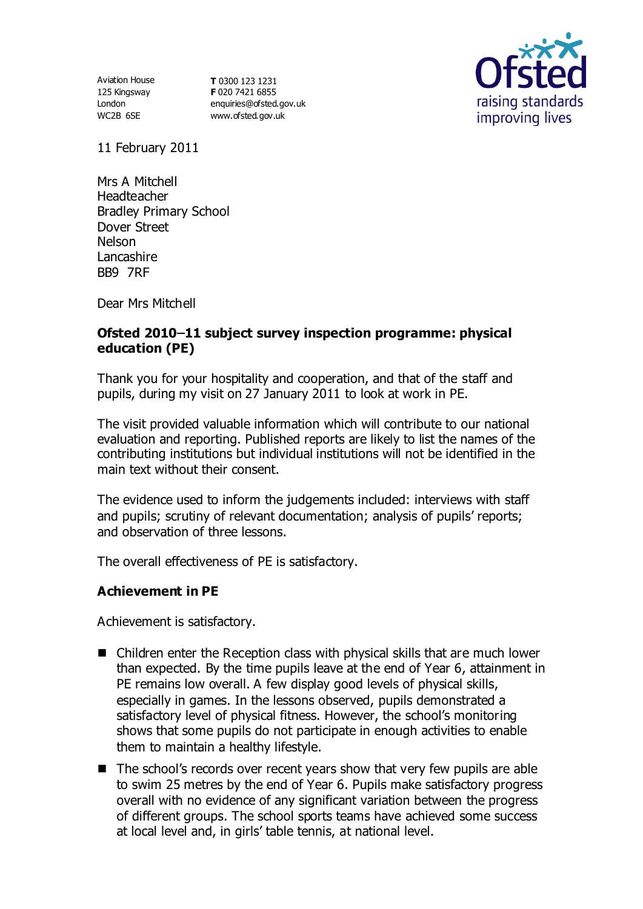Aviation House
125 Kingsway
London
WC2B 6SE

**T** 0300 123 1231
**F** 020 7421 6855
enquiries@ofsted.gov.uk
www.ofsted.gov.uk

Ofsted
raising standards
improving lives

11 February 2011

Mrs A Mitchell
Headteacher
Bradley Primary School
Dover Street
Nelson
Lancashire
BB9 7RF

Dear Mrs Mitchell

**Ofsted 2010–11 subject survey inspection programme: physical education (PE)**

Thank you for your hospitality and cooperation, and that of the staff and pupils, during my visit on 27 January 2011 to look at work in PE.

The visit provided valuable information which will contribute to our national evaluation and reporting. Published reports are likely to list the names of the contributing institutions but individual institutions will not be identified in the main text without their consent.

The evidence used to inform the judgements included: interviews with staff and pupils; scrutiny of relevant documentation; analysis of pupils' reports; and observation of three lessons.

The overall effectiveness of PE is satisfactory.

**Achievement in PE**

Achievement is satisfactory.

- Children enter the Reception class with physical skills that are much lower than expected. By the time pupils leave at the end of Year 6, attainment in PE remains low overall. A few display good levels of physical skills, especially in games. In the lessons observed, pupils demonstrated a satisfactory level of physical fitness. However, the school's monitoring shows that some pupils do not participate in enough activities to enable them to maintain a healthy lifestyle.
- The school's records over recent years show that very few pupils are able to swim 25 metres by the end of Year 6. Pupils make satisfactory progress overall with no evidence of any significant variation between the progress of different groups. The school sports teams have achieved some success at local level and, in girls' table tennis, at national level.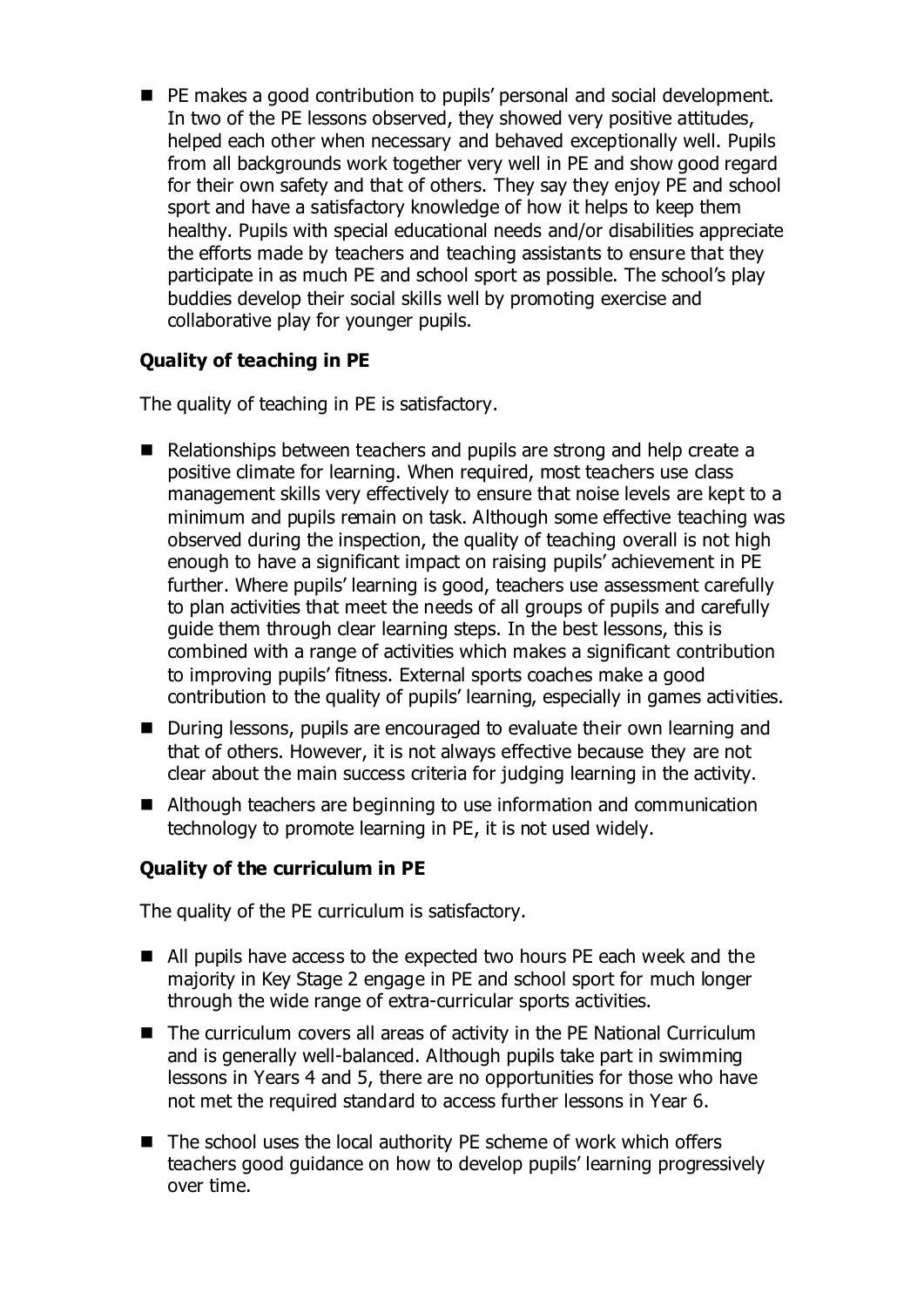- PE makes a good contribution to pupils' personal and social development. In two of the PE lessons observed, they showed very positive attitudes, helped each other when necessary and behaved exceptionally well. Pupils from all backgrounds work together very well in PE and show good regard for their own safety and that of others. They say they enjoy PE and school sport and have a satisfactory knowledge of how it helps to keep them healthy. Pupils with special educational needs and/or disabilities appreciate the efforts made by teachers and teaching assistants to ensure that they participate in as much PE and school sport as possible. The school's play buddies develop their social skills well by promoting exercise and collaborative play for younger pupils.

**Quality of teaching in PE**

The quality of teaching in PE is satisfactory.

- Relationships between teachers and pupils are strong and help create a positive climate for learning. When required, most teachers use class management skills very effectively to ensure that noise levels are kept to a minimum and pupils remain on task. Although some effective teaching was observed during the inspection, the quality of teaching overall is not high enough to have a significant impact on raising pupils' achievement in PE further. Where pupils' learning is good, teachers use assessment carefully to plan activities that meet the needs of all groups of pupils and carefully guide them through clear learning steps. In the best lessons, this is combined with a range of activities which makes a significant contribution to improving pupils' fitness. External sports coaches make a good contribution to the quality of pupils' learning, especially in games activities.
- During lessons, pupils are encouraged to evaluate their own learning and that of others. However, it is not always effective because they are not clear about the main success criteria for judging learning in the activity.
- Although teachers are beginning to use information and communication technology to promote learning in PE, it is not used widely.

**Quality of the curriculum in PE**

The quality of the PE curriculum is satisfactory.

- All pupils have access to the expected two hours PE each week and the majority in Key Stage 2 engage in PE and school sport for much longer through the wide range of extra-curricular sports activities.
- The curriculum covers all areas of activity in the PE National Curriculum and is generally well-balanced. Although pupils take part in swimming lessons in Years 4 and 5, there are no opportunities for those who have not met the required standard to access further lessons in Year 6.
- The school uses the local authority PE scheme of work which offers teachers good guidance on how to develop pupils' learning progressively over time.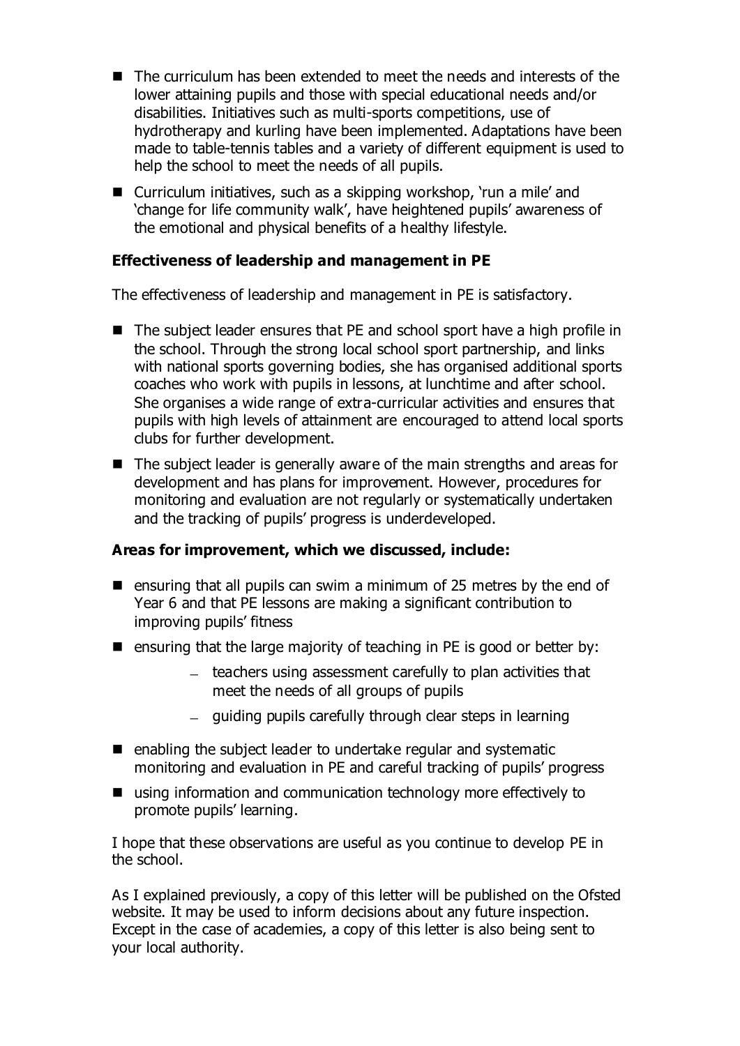- The curriculum has been extended to meet the needs and interests of the lower attaining pupils and those with special educational needs and/or disabilities. Initiatives such as multi-sports competitions, use of hydrotherapy and kurling have been implemented. Adaptations have been made to table-tennis tables and a variety of different equipment is used to help the school to meet the needs of all pupils.
- Curriculum initiatives, such as a skipping workshop, 'run a mile' and 'change for life community walk', have heightened pupils' awareness of the emotional and physical benefits of a healthy lifestyle.

**Effectiveness of leadership and management in PE**

The effectiveness of leadership and management in PE is satisfactory.

- The subject leader ensures that PE and school sport have a high profile in the school. Through the strong local school sport partnership, and links with national sports governing bodies, she has organised additional sports coaches who work with pupils in lessons, at lunchtime and after school. She organises a wide range of extra-curricular activities and ensures that pupils with high levels of attainment are encouraged to attend local sports clubs for further development.
- The subject leader is generally aware of the main strengths and areas for development and has plans for improvement. However, procedures for monitoring and evaluation are not regularly or systematically undertaken and the tracking of pupils' progress is underdeveloped.

**Areas for improvement, which we discussed, include:**

- ensuring that all pupils can swim a minimum of 25 metres by the end of Year 6 and that PE lessons are making a significant contribution to improving pupils' fitness
- ensuring that the large majority of teaching in PE is good or better by:
  - teachers using assessment carefully to plan activities that meet the needs of all groups of pupils
  - guiding pupils carefully through clear steps in learning
- enabling the subject leader to undertake regular and systematic monitoring and evaluation in PE and careful tracking of pupils' progress
- using information and communication technology more effectively to promote pupils' learning.

I hope that these observations are useful as you continue to develop PE in the school.

As I explained previously, a copy of this letter will be published on the Ofsted website. It may be used to inform decisions about any future inspection. Except in the case of academies, a copy of this letter is also being sent to your local authority.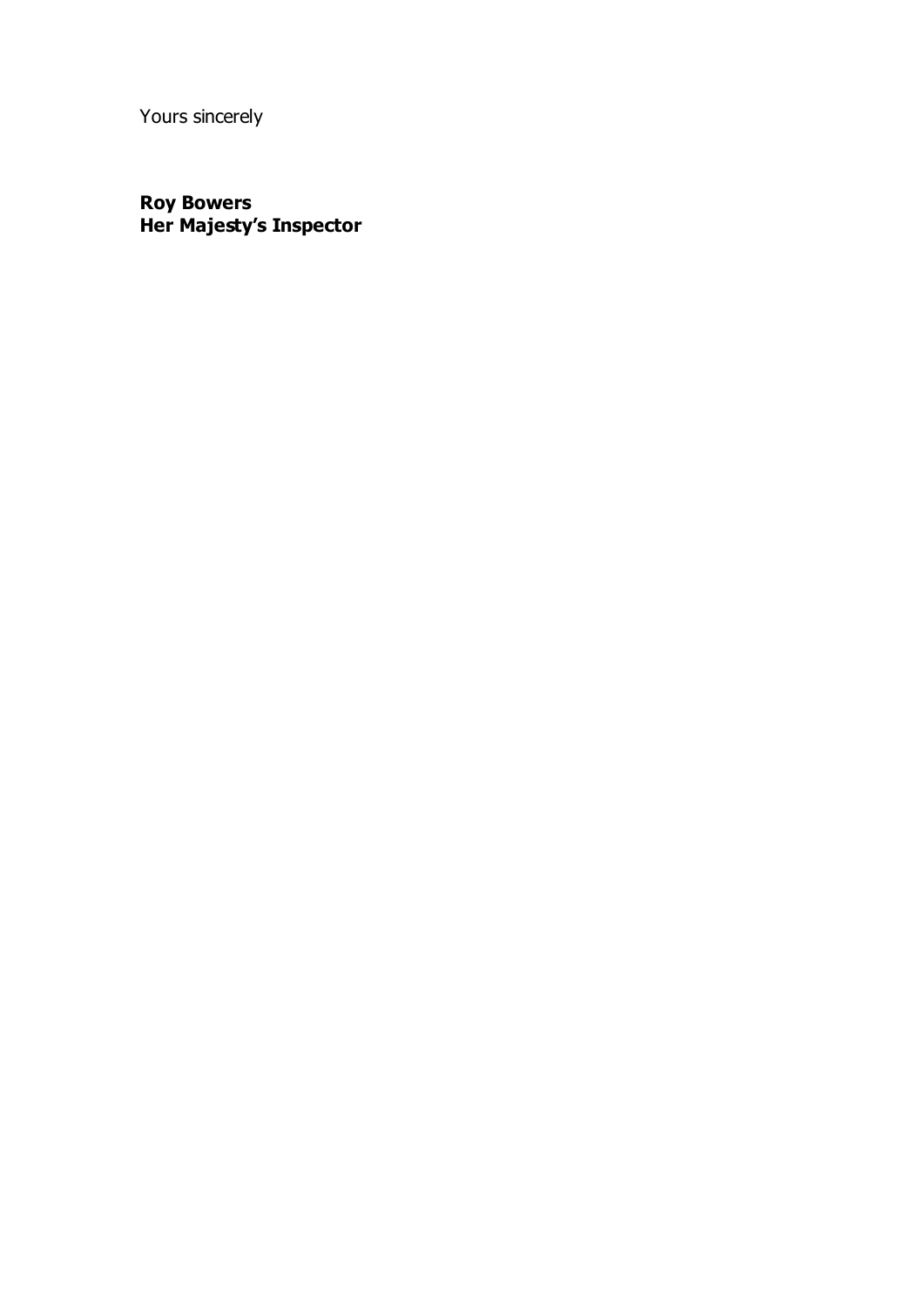Yours sincerely

**Roy Bowers**
**Her Majesty's Inspector**